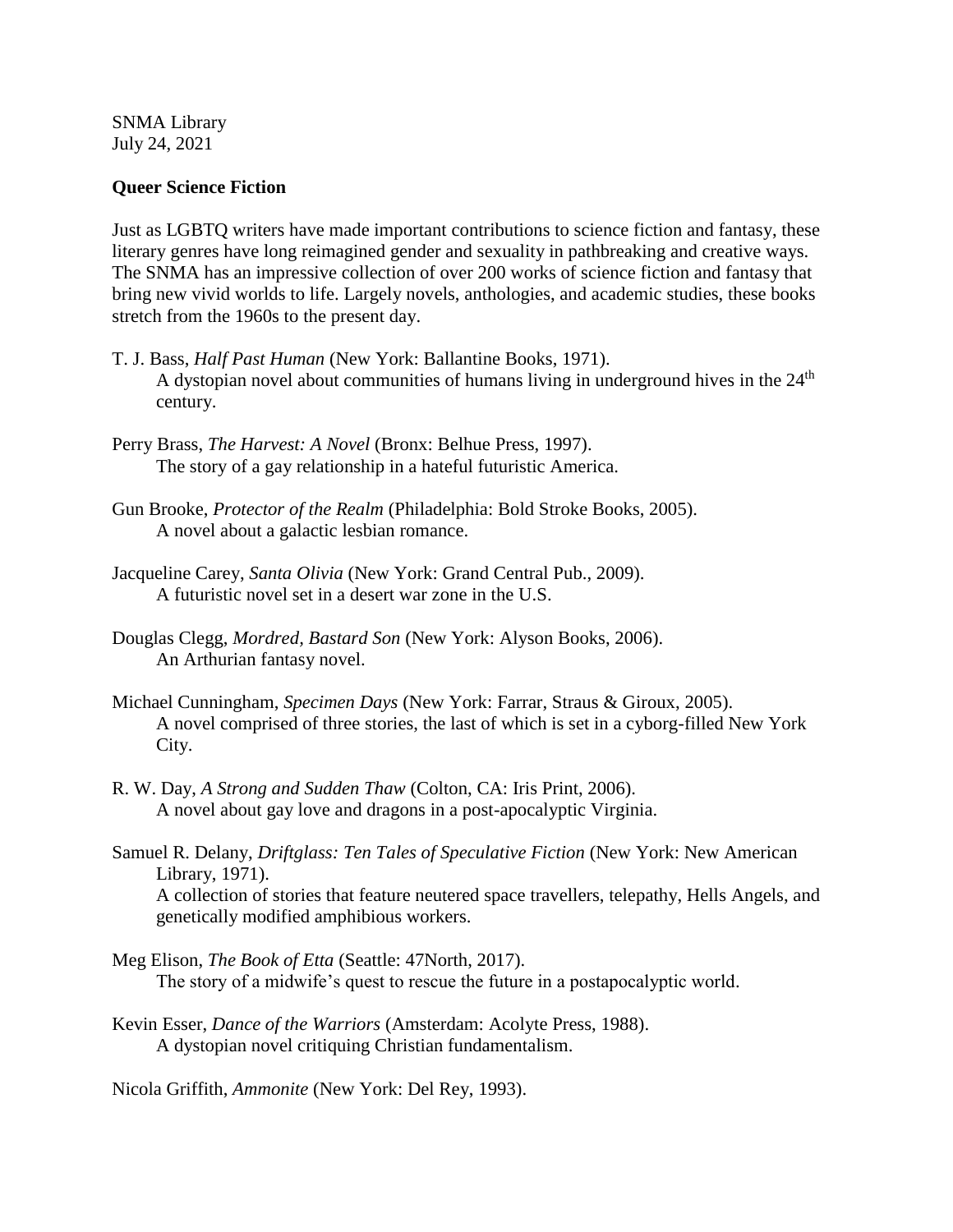SNMA Library
July 24, 2021

**Queer Science Fiction**

Just as LGBTQ writers have made important contributions to science fiction and fantasy, these literary genres have long reimagined gender and sexuality in pathbreaking and creative ways. The SNMA has an impressive collection of over 200 works of science fiction and fantasy that bring new vivid worlds to life. Largely novels, anthologies, and academic studies, these books stretch from the 1960s to the present day.

T. J. Bass, *Half Past Human* (New York: Ballantine Books, 1971).
A dystopian novel about communities of humans living in underground hives in the 24th century.

Perry Brass, *The Harvest: A Novel* (Bronx: Belhue Press, 1997).
The story of a gay relationship in a hateful futuristic America.

Gun Brooke, *Protector of the Realm* (Philadelphia: Bold Stroke Books, 2005).
A novel about a galactic lesbian romance.

Jacqueline Carey, *Santa Olivia* (New York: Grand Central Pub., 2009).
A futuristic novel set in a desert war zone in the U.S.

Douglas Clegg, *Mordred, Bastard Son* (New York: Alyson Books, 2006).
An Arthurian fantasy novel.

Michael Cunningham, *Specimen Days* (New York: Farrar, Straus & Giroux, 2005).
A novel comprised of three stories, the last of which is set in a cyborg-filled New York City.

R. W. Day, *A Strong and Sudden Thaw* (Colton, CA: Iris Print, 2006).
A novel about gay love and dragons in a post-apocalyptic Virginia.

Samuel R. Delany, *Driftglass: Ten Tales of Speculative Fiction* (New York: New American Library, 1971).
A collection of stories that feature neutered space travellers, telepathy, Hells Angels, and genetically modified amphibious workers.

Meg Elison, *The Book of Etta* (Seattle: 47North, 2017).
The story of a midwife's quest to rescue the future in a postapocalyptic world.

Kevin Esser, *Dance of the Warriors* (Amsterdam: Acolyte Press, 1988).
A dystopian novel critiquing Christian fundamentalism.

Nicola Griffith, *Ammonite* (New York: Del Rey, 1993).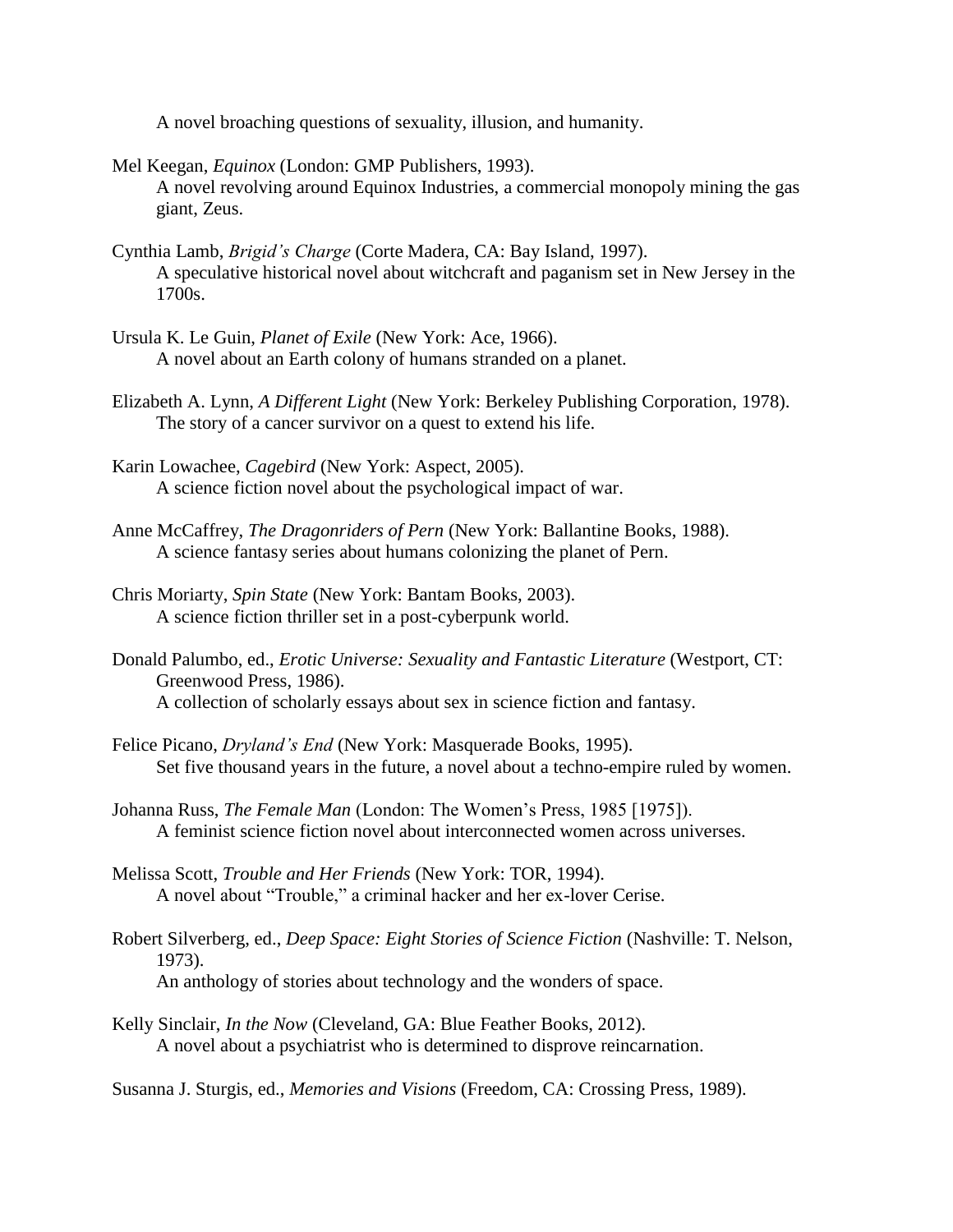A novel broaching questions of sexuality, illusion, and humanity.

Mel Keegan, *Equinox* (London: GMP Publishers, 1993).
A novel revolving around Equinox Industries, a commercial monopoly mining the gas giant, Zeus.

Cynthia Lamb, *Brigid's Charge* (Corte Madera, CA: Bay Island, 1997).
A speculative historical novel about witchcraft and paganism set in New Jersey in the 1700s.

Ursula K. Le Guin, *Planet of Exile* (New York: Ace, 1966).
A novel about an Earth colony of humans stranded on a planet.

Elizabeth A. Lynn, *A Different Light* (New York: Berkeley Publishing Corporation, 1978).
The story of a cancer survivor on a quest to extend his life.

Karin Lowachee, *Cagebird* (New York: Aspect, 2005).
A science fiction novel about the psychological impact of war.

Anne McCaffrey, *The Dragonriders of Pern* (New York: Ballantine Books, 1988).
A science fantasy series about humans colonizing the planet of Pern.

Chris Moriarty, *Spin State* (New York: Bantam Books, 2003).
A science fiction thriller set in a post-cyberpunk world.

Donald Palumbo, ed., *Erotic Universe: Sexuality and Fantastic Literature* (Westport, CT: Greenwood Press, 1986).
A collection of scholarly essays about sex in science fiction and fantasy.

Felice Picano, *Dryland's End* (New York: Masquerade Books, 1995).
Set five thousand years in the future, a novel about a techno-empire ruled by women.

Johanna Russ, *The Female Man* (London: The Women's Press, 1985 [1975]).
A feminist science fiction novel about interconnected women across universes.

Melissa Scott, *Trouble and Her Friends* (New York: TOR, 1994).
A novel about "Trouble," a criminal hacker and her ex-lover Cerise.

Robert Silverberg, ed., *Deep Space: Eight Stories of Science Fiction* (Nashville: T. Nelson, 1973).
An anthology of stories about technology and the wonders of space.

Kelly Sinclair, *In the Now* (Cleveland, GA: Blue Feather Books, 2012).
A novel about a psychiatrist who is determined to disprove reincarnation.

Susanna J. Sturgis, ed., *Memories and Visions* (Freedom, CA: Crossing Press, 1989).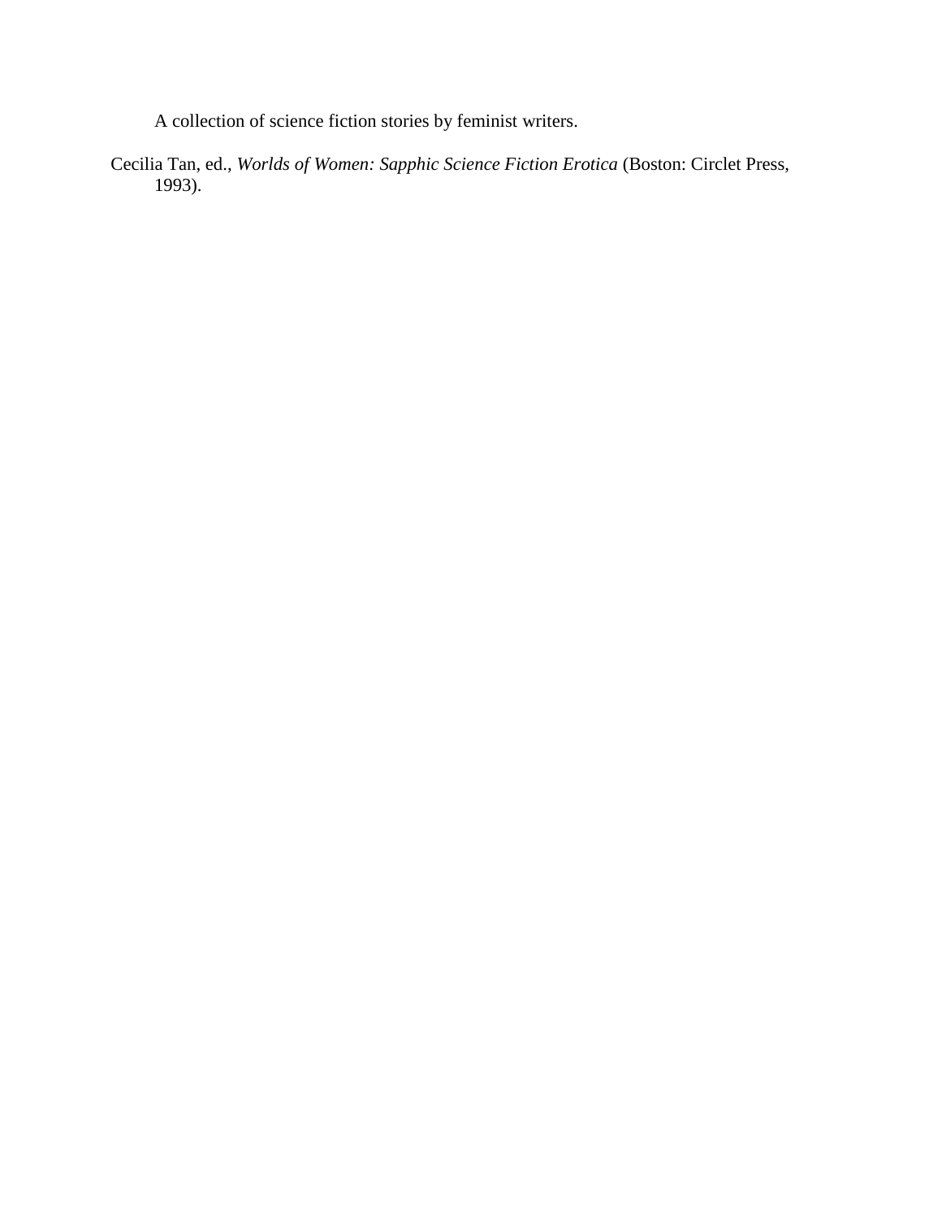A collection of science fiction stories by feminist writers.

Cecilia Tan, ed., *Worlds of Women: Sapphic Science Fiction Erotica* (Boston: Circlet Press, 1993).